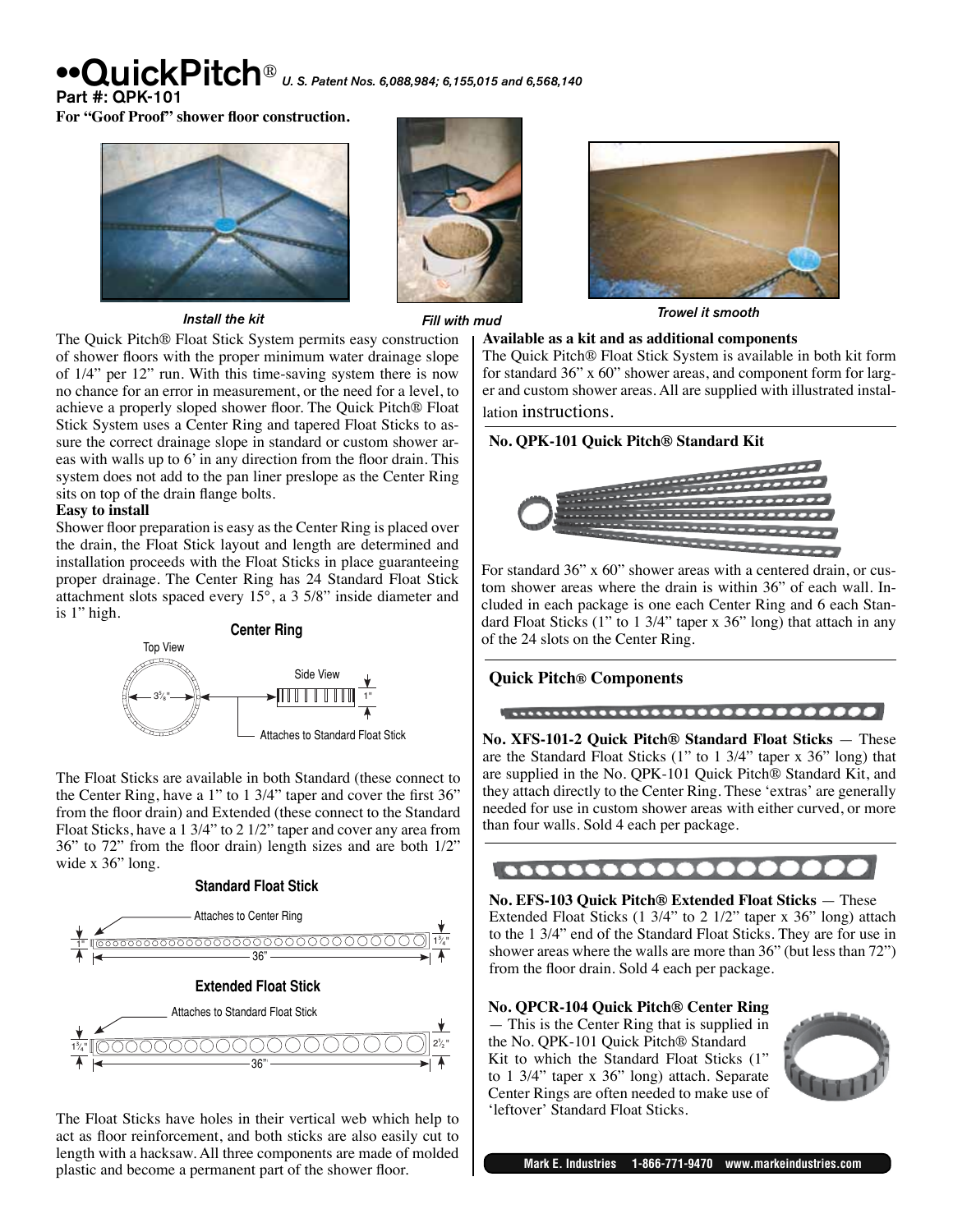# ••QuickPitch® *U. S. Patent Nos. 6,088,984; 6,155,015 and 6,568,140*

**Part #: QPK-101**

**For "Goof Proof" shower floor construction.**

*Install the kit* *Fill with mud* *Trowel it smooth*

The Quick Pitch® Float Stick System permits easy construction of shower floors with the proper minimum water drainage slope of 1/4" per 12" run. With this time-saving system there is now no chance for an error in measurement, or the need for a level, to achieve a properly sloped shower floor. The Quick Pitch® Float Stick System uses a Center Ring and tapered Float Sticks to assure the correct drainage slope in standard or custom shower areas with walls up to 6' in any direction from the floor drain. This system does not add to the pan liner preslope as the Center Ring sits on top of the drain flange bolts.

**Easy to install**

Shower floor preparation is easy as the Center Ring is placed over the drain, the Float Stick layout and length are determined and installation proceeds with the Float Sticks in place guaranteeing proper drainage. The Center Ring has 24 Standard Float Stick attachment slots spaced every 15°, a 3 5/8" inside diameter and is 1" high.

**Center Ring**

Top View — 3⅝"

Side View — 1"

Attaches to Standard Float Stick

The Float Sticks are available in both Standard (these connect to the Center Ring, have a 1" to 1 3/4" taper and cover the first 36" from the floor drain) and Extended (these connect to the Standard Float Sticks, have a 1 3/4" to 2 1/2" taper and cover any area from 36" to 72" from the floor drain) length sizes and are both 1/2" wide x 36" long.

**Standard Float Stick**

Attaches to Center Ring — 1" — 36" — 1¾"

**Extended Float Stick**

Attaches to Standard Float Stick — 1¾" — 36" — 2½"

The Float Sticks have holes in their vertical web which help to act as floor reinforcement, and both sticks are also easily cut to length with a hacksaw. All three components are made of molded plastic and become a permanent part of the shower floor.

**Available as a kit and as additional components**

The Quick Pitch® Float Stick System is available in both kit form for standard 36" x 60" shower areas, and component form for larger and custom shower areas. All are supplied with illustrated installation instructions.

### No. QPK-101 Quick Pitch® Standard Kit

For standard 36" x 60" shower areas with a centered drain, or custom shower areas where the drain is within 36" of each wall. Included in each package is one each Center Ring and 6 each Standard Float Sticks (1" to 1 3/4" taper x 36" long) that attach in any of the 24 slots on the Center Ring.

### Quick Pitch® Components

**No. XFS-101-2 Quick Pitch® Standard Float Sticks** — These are the Standard Float Sticks (1" to 1 3/4" taper x 36" long) that are supplied in the No. QPK-101 Quick Pitch® Standard Kit, and they attach directly to the Center Ring. These 'extras' are generally needed for use in custom shower areas with either curved, or more than four walls. Sold 4 each per package.

**No. EFS-103 Quick Pitch® Extended Float Sticks** — These Extended Float Sticks (1 3/4" to 2 1/2" taper x 36" long) attach to the 1 3/4" end of the Standard Float Sticks. They are for use in shower areas where the walls are more than 36" (but less than 72") from the floor drain. Sold 4 each per package.

**No. QPCR-104 Quick Pitch® Center Ring** — This is the Center Ring that is supplied in the No. QPK-101 Quick Pitch® Standard Kit to which the Standard Float Sticks (1" to 1 3/4" taper x 36" long) attach. Separate Center Rings are often needed to make use of 'leftover' Standard Float Sticks.

Mark E. Industries 1-866-771-9470 www.markeindustries.com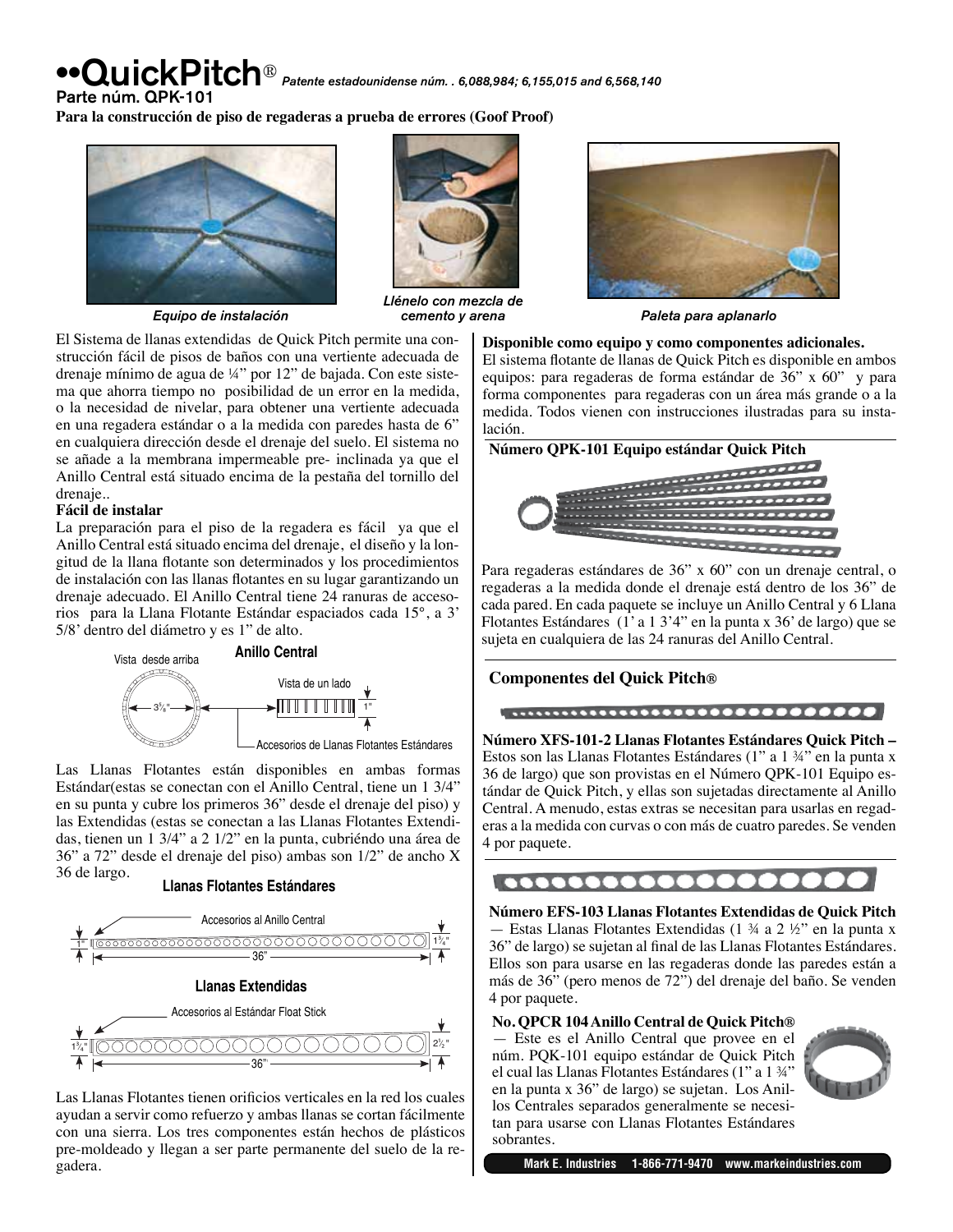# ••QuickPitch® *Patente estadounidense núm. . 6,088,984; 6,155,015 and 6,568,140*

**Parte núm. QPK-101**

**Para la construcción de piso de regaderas a prueba de errores (Goof Proof)**

*Equipo de instalación*

*Llénelo con mezcla de cemento y arena*

*Paleta para aplanarlo*

El Sistema de llanas extendidas de Quick Pitch permite una construcción fácil de pisos de baños con una vertiente adecuada de drenaje mínimo de agua de ¼" por 12" de bajada. Con este sistema que ahorra tiempo no posibilidad de un error en la medida, o la necesidad de nivelar, para obtener una vertiente adecuada en una regadera estándar o a la medida con paredes hasta de 6" en cualquiera dirección desde el drenaje del suelo. El sistema no se añade a la membrana impermeable pre- inclinada ya que el Anillo Central está situado encima de la pestaña del tornillo del drenaje..

**Fácil de instalar**

La preparación para el piso de la regadera es fácil ya que el Anillo Central está situado encima del drenaje, el diseño y la longitud de la llana flotante son determinados y los procedimientos de instalación con las llanas flotantes en su lugar garantizando un drenaje adecuado. El Anillo Central tiene 24 ranuras de accesorios para la Llana Flotante Estándar espaciados cada 15°, a 3' 5/8' dentro del diámetro y es 1" de alto.

**Anillo Central**

Vista desde arriba

3⅝"

Vista de un lado

1"

Accesorios de Llanas Flotantes Estándares

Las Llanas Flotantes están disponibles en ambas formas Estándar(estas se conectan con el Anillo Central, tiene un 1 3/4" en su punta y cubre los primeros 36" desde el drenaje del piso) y las Extendidas (estas se conectan a las Llanas Flotantes Extendidas, tienen un 1 3/4" a 2 1/2" en la punta, cubriéndo una área de 36" a 72" desde el drenaje del piso) ambas son 1/2" de ancho X 36 de largo.

**Llanas Flotantes Estándares**

Accesorios al Anillo Central

1"

36"

1¾"

**Llanas Extendidas**

Accesorios al Estándar Float Stick

1¾"

36"

2½"

Las Llanas Flotantes tienen orificios verticales en la red los cuales ayudan a servir como refuerzo y ambas llanas se cortan fácilmente con una sierra. Los tres componentes están hechos de plásticos pre-moldeado y llegan a ser parte permanente del suelo de la regadera.

**Disponible como equipo y como componentes adicionales.**

El sistema flotante de llanas de Quick Pitch es disponible en ambos equipos: para regaderas de forma estándar de 36" x 60" y para forma componentes para regaderas con un área más grande o a la medida. Todos vienen con instrucciones ilustradas para su instalación.

**Número QPK-101 Equipo estándar Quick Pitch**

Para regaderas estándares de 36" x 60" con un drenaje central, o regaderas a la medida donde el drenaje está dentro de los 36" de cada pared. En cada paquete se incluye un Anillo Central y 6 Llana Flotantes Estándares (1' a 1 3'4" en la punta x 36' de largo) que se sujeta en cualquiera de las 24 ranuras del Anillo Central.

## Componentes del Quick Pitch®

**Número XFS-101-2 Llanas Flotantes Estándares Quick Pitch –** Estos son las Llanas Flotantes Estándares (1" a 1 ¾" en la punta x 36 de largo) que son provistas en el Número QPK-101 Equipo estándar de Quick Pitch, y ellas son sujetadas directamente al Anillo Central. A menudo, estas extras se necesitan para usarlas en regaderas a la medida con curvas o con más de cuatro paredes. Se venden 4 por paquete.

**Número EFS-103 Llanas Flotantes Extendidas de Quick Pitch** — Estas Llanas Flotantes Extendidas (1 ¾ a 2 ½" en la punta x 36" de largo) se sujetan al final de las Llanas Flotantes Estándares. Ellos son para usarse en las regaderas donde las paredes están a más de 36" (pero menos de 72") del drenaje del baño. Se venden 4 por paquete.

**No. QPCR 104 Anillo Central de Quick Pitch®** — Este es el Anillo Central que provee en el núm. PQK-101 equipo estándar de Quick Pitch el cual las Llanas Flotantes Estándares (1" a 1 ¾" en la punta x 36" de largo) se sujetan. Los Anillos Centrales separados generalmente se necesitan para usarse con Llanas Flotantes Estándares sobrantes.

Mark E. Industries 1-866-771-9470 www.markeindustries.com